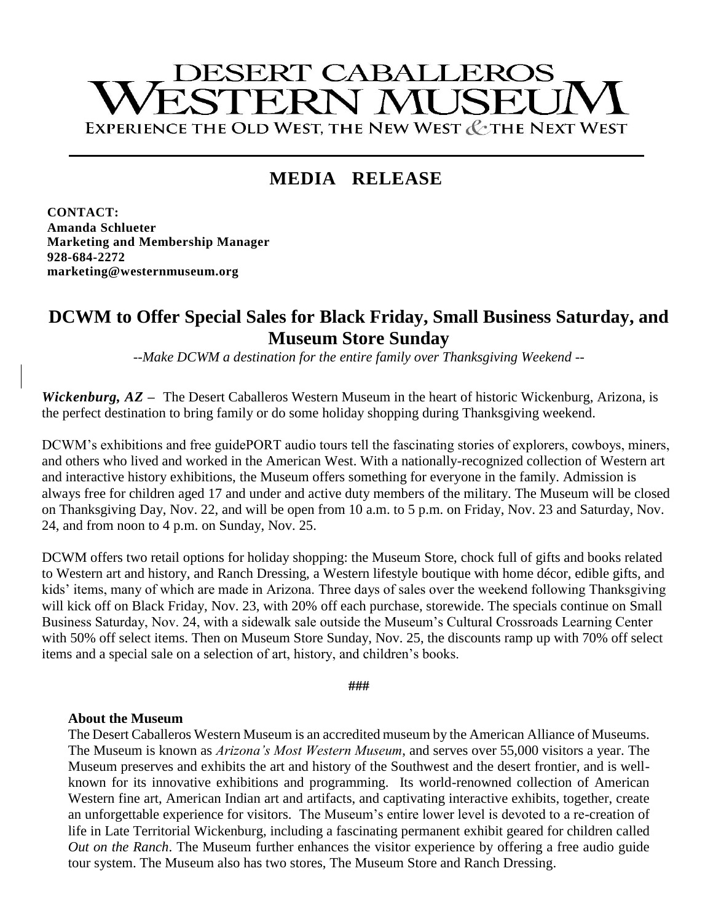# DESERT CABALLEROS WESTERN MUSEUM

EXPERIENCE THE OLD WEST, THE NEW WEST & THE NEXT WEST

## MEDIA RELEASE

**CONTACT:**
**Amanda Schlueter**
**Marketing and Membership Manager**
**928-684-2272**
**marketing@westernmuseum.org**

## DCWM to Offer Special Sales for Black Friday, Small Business Saturday, and Museum Store Sunday

*--Make DCWM a destination for the entire family over Thanksgiving Weekend --*

***Wickenburg, AZ*** **–** The Desert Caballeros Western Museum in the heart of historic Wickenburg, Arizona, is the perfect destination to bring family or do some holiday shopping during Thanksgiving weekend.

DCWM's exhibitions and free guidePORT audio tours tell the fascinating stories of explorers, cowboys, miners, and others who lived and worked in the American West. With a nationally-recognized collection of Western art and interactive history exhibitions, the Museum offers something for everyone in the family. Admission is always free for children aged 17 and under and active duty members of the military. The Museum will be closed on Thanksgiving Day, Nov. 22, and will be open from 10 a.m. to 5 p.m. on Friday, Nov. 23 and Saturday, Nov. 24, and from noon to 4 p.m. on Sunday, Nov. 25.

DCWM offers two retail options for holiday shopping: the Museum Store, chock full of gifts and books related to Western art and history, and Ranch Dressing, a Western lifestyle boutique with home décor, edible gifts, and kids' items, many of which are made in Arizona. Three days of sales over the weekend following Thanksgiving will kick off on Black Friday, Nov. 23, with 20% off each purchase, storewide. The specials continue on Small Business Saturday, Nov. 24, with a sidewalk sale outside the Museum's Cultural Crossroads Learning Center with 50% off select items. Then on Museum Store Sunday, Nov. 25, the discounts ramp up with 70% off select items and a special sale on a selection of art, history, and children's books.

###

**About the Museum**

The Desert Caballeros Western Museum is an accredited museum by the American Alliance of Museums. The Museum is known as *Arizona's Most Western Museum*, and serves over 55,000 visitors a year. The Museum preserves and exhibits the art and history of the Southwest and the desert frontier, and is well-known for its innovative exhibitions and programming. Its world-renowned collection of American Western fine art, American Indian art and artifacts, and captivating interactive exhibits, together, create an unforgettable experience for visitors. The Museum's entire lower level is devoted to a re-creation of life in Late Territorial Wickenburg, including a fascinating permanent exhibit geared for children called *Out on the Ranch*. The Museum further enhances the visitor experience by offering a free audio guide tour system. The Museum also has two stores, The Museum Store and Ranch Dressing.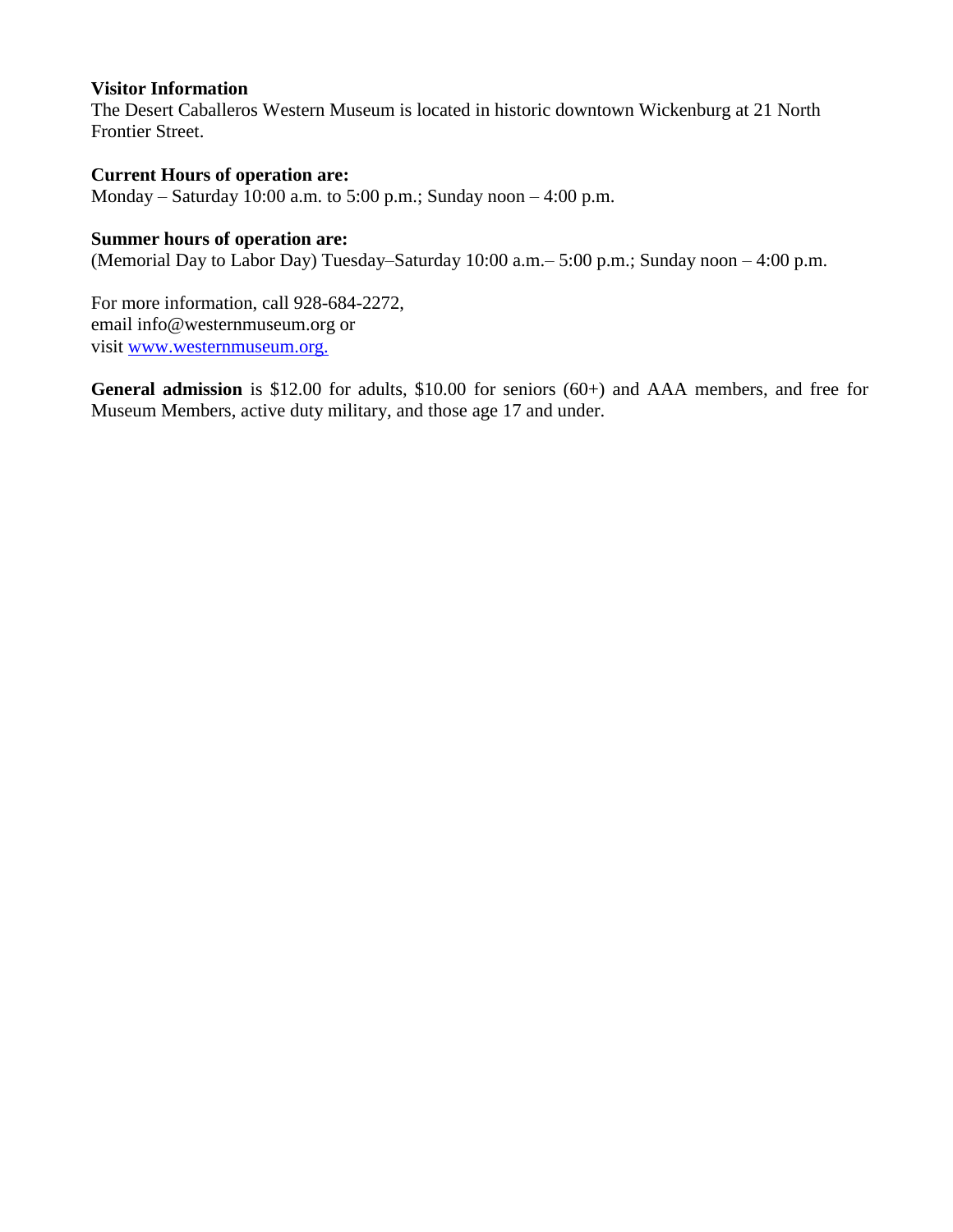**Visitor Information**
The Desert Caballeros Western Museum is located in historic downtown Wickenburg at 21 North Frontier Street.

**Current Hours of operation are:**
Monday – Saturday 10:00 a.m. to 5:00 p.m.; Sunday noon – 4:00 p.m.

**Summer hours of operation are:**
(Memorial Day to Labor Day) Tuesday–Saturday 10:00 a.m.– 5:00 p.m.; Sunday noon – 4:00 p.m.

For more information, call 928-684-2272,
email info@westernmuseum.org or
visit www.westernmuseum.org.

**General admission** is $12.00 for adults, $10.00 for seniors (60+) and AAA members, and free for Museum Members, active duty military, and those age 17 and under.